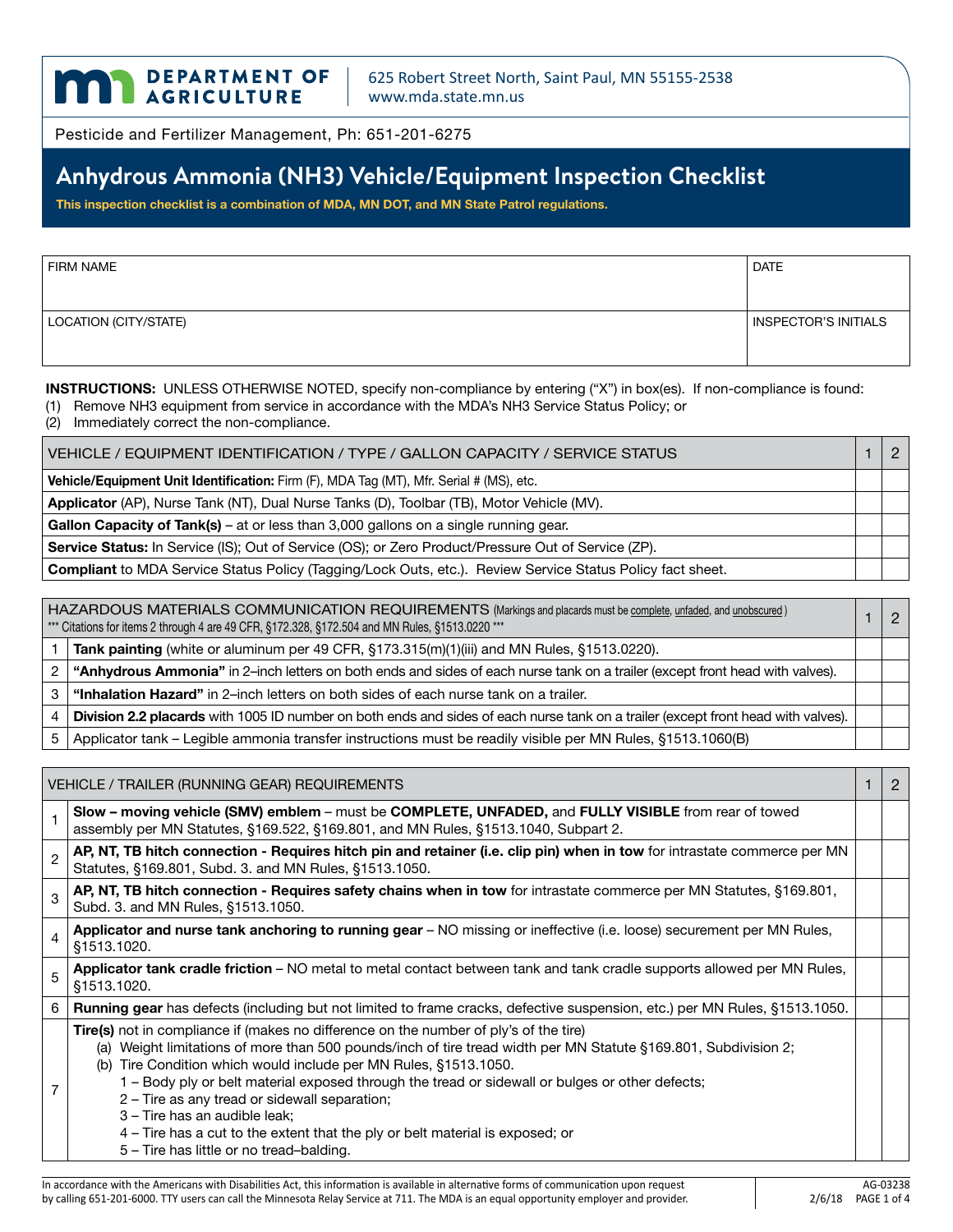**DEPARTMENT OF AGRICULTURE**

625 Robert Street North, Saint Paul, MN 55155-2538
www.mda.state.mn.us

Pesticide and Fertilizer Management, Ph: 651-201-6275

# Anhydrous Ammonia (NH3) Vehicle/Equipment Inspection Checklist

**This inspection checklist is a combination of MDA, MN DOT, and MN State Patrol regulations.**

| FIRM NAME | DATE |
|---|---|
| LOCATION (CITY/STATE) | INSPECTOR'S INITIALS |

**INSTRUCTIONS:** UNLESS OTHERWISE NOTED, specify non-compliance by entering ("X") in box(es). If non-compliance is found:
(1) Remove NH3 equipment from service in accordance with the MDA's NH3 Service Status Policy; or
(2) Immediately correct the non-compliance.

| VEHICLE / EQUIPMENT IDENTIFICATION / TYPE / GALLON CAPACITY / SERVICE STATUS | 1 | 2 |
|---|---|---|
| **Vehicle/Equipment Unit Identification:** Firm (F), MDA Tag (MT), Mfr. Serial # (MS), etc. | | |
| **Applicator** (AP), Nurse Tank (NT), Dual Nurse Tanks (D), Toolbar (TB), Motor Vehicle (MV). | | |
| **Gallon Capacity of Tank(s)** – at or less than 3,000 gallons on a single running gear. | | |
| **Service Status:** In Service (IS); Out of Service (OS); or Zero Product/Pressure Out of Service (ZP). | | |
| **Compliant** to MDA Service Status Policy (Tagging/Lock Outs, etc.). Review Service Status Policy fact sheet. | | |

| | HAZARDOUS MATERIALS COMMUNICATION REQUIREMENTS (Markings and placards must be complete, unfaded, and unobscured) *** Citations for items 2 through 4 are 49 CFR, §172.328, §172.504 and MN Rules, §1513.0220 *** | 1 | 2 |
|---|---|---|---|
| 1 | **Tank painting** (white or aluminum per 49 CFR, §173.315(m)(1)(iii) and MN Rules, §1513.0220). | | |
| 2 | **"Anhydrous Ammonia"** in 2–inch letters on both ends and sides of each nurse tank on a trailer (except front head with valves). | | |
| 3 | **"Inhalation Hazard"** in 2–inch letters on both sides of each nurse tank on a trailer. | | |
| 4 | **Division 2.2 placards** with 1005 ID number on both ends and sides of each nurse tank on a trailer (except front head with valves). | | |
| 5 | Applicator tank – Legible ammonia transfer instructions must be readily visible per MN Rules, §1513.1060(B) | | |

| | VEHICLE / TRAILER (RUNNING GEAR) REQUIREMENTS | 1 | 2 |
|---|---|---|---|
| 1 | **Slow – moving vehicle (SMV) emblem** – must be **COMPLETE, UNFADED,** and **FULLY VISIBLE** from rear of towed assembly per MN Statutes, §169.522, §169.801, and MN Rules, §1513.1040, Subpart 2. | | |
| 2 | **AP, NT, TB hitch connection - Requires hitch pin and retainer (i.e. clip pin) when in tow** for intrastate commerce per MN Statutes, §169.801, Subd. 3. and MN Rules, §1513.1050. | | |
| 3 | **AP, NT, TB hitch connection - Requires safety chains when in tow** for intrastate commerce per MN Statutes, §169.801, Subd. 3. and MN Rules, §1513.1050. | | |
| 4 | **Applicator and nurse tank anchoring to running gear** – NO missing or ineffective (i.e. loose) securement per MN Rules, §1513.1020. | | |
| 5 | **Applicator tank cradle friction** – NO metal to metal contact between tank and tank cradle supports allowed per MN Rules, §1513.1020. | | |
| 6 | **Running gear** has defects (including but not limited to frame cracks, defective suspension, etc.) per MN Rules, §1513.1050. | | |
| 7 | **Tire(s)** not in compliance if (makes no difference on the number of ply's of the tire)<br>(a) Weight limitations of more than 500 pounds/inch of tire tread width per MN Statute §169.801, Subdivision 2;<br>(b) Tire Condition which would include per MN Rules, §1513.1050.<br>1 – Body ply or belt material exposed through the tread or sidewall or bulges or other defects;<br>2 – Tire as any tread or sidewall separation;<br>3 – Tire has an audible leak;<br>4 – Tire has a cut to the extent that the ply or belt material is exposed; or<br>5 – Tire has little or no tread–balding. | | |

In accordance with the Americans with Disabilities Act, this information is available in alternative forms of communication upon request by calling 651-201-6000. TTY users can call the Minnesota Relay Service at 711. The MDA is an equal opportunity employer and provider.

AG-03238
2/6/18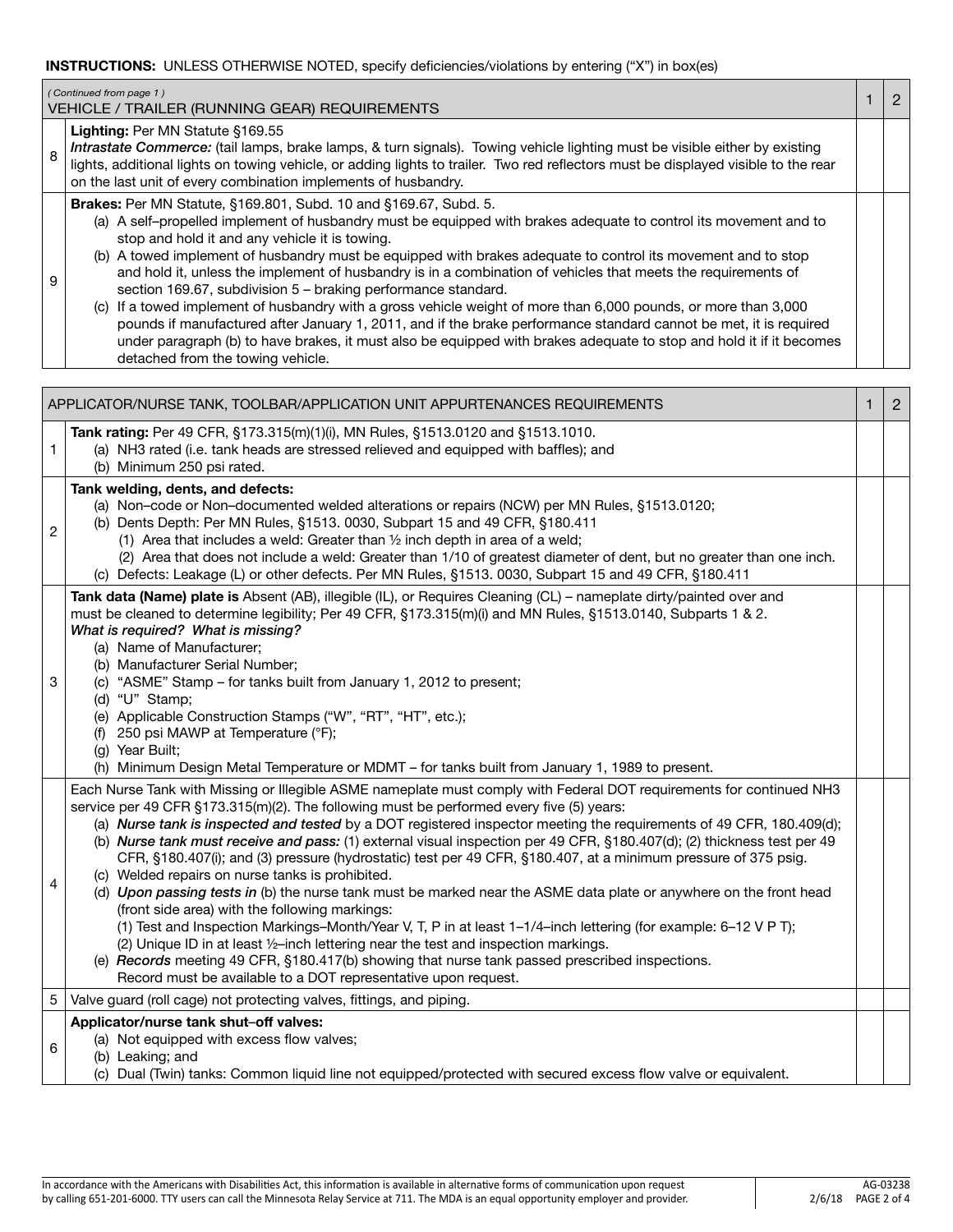**INSTRUCTIONS:** UNLESS OTHERWISE NOTED, specify deficiencies/violations by entering ("X") in box(es)

| | *( Continued from page 1 )* VEHICLE / TRAILER (RUNNING GEAR) REQUIREMENTS | 1 | 2 |
|---|---|---|---|
| 8 | **Lighting:** Per MN Statute §169.55 *Intrastate Commerce:* (tail lamps, brake lamps, & turn signals). Towing vehicle lighting must be visible either by existing lights, additional lights on towing vehicle, or adding lights to trailer. Two red reflectors must be displayed visible to the rear on the last unit of every combination implements of husbandry. | | |
| 9 | **Brakes:** Per MN Statute, §169.801, Subd. 10 and §169.67, Subd. 5.<br>(a) A self–propelled implement of husbandry must be equipped with brakes adequate to control its movement and to stop and hold it and any vehicle it is towing.<br>(b) A towed implement of husbandry must be equipped with brakes adequate to control its movement and to stop and hold it, unless the implement of husbandry is in a combination of vehicles that meets the requirements of section 169.67, subdivision 5 – braking performance standard.<br>(c) If a towed implement of husbandry with a gross vehicle weight of more than 6,000 pounds, or more than 3,000 pounds if manufactured after January 1, 2011, and if the brake performance standard cannot be met, it is required under paragraph (b) to have brakes, it must also be equipped with brakes adequate to stop and hold it if it becomes detached from the towing vehicle. | | |

| | APPLICATOR/NURSE TANK, TOOLBAR/APPLICATION UNIT APPURTENANCES REQUIREMENTS | 1 | 2 |
|---|---|---|---|
| 1 | **Tank rating:** Per 49 CFR, §173.315(m)(1)(i), MN Rules, §1513.0120 and §1513.1010.<br>(a) NH3 rated (i.e. tank heads are stressed relieved and equipped with baffles); and<br>(b) Minimum 250 psi rated. | | |
| 2 | **Tank welding, dents, and defects:**<br>(a) Non–code or Non–documented welded alterations or repairs (NCW) per MN Rules, §1513.0120;<br>(b) Dents Depth: Per MN Rules, §1513. 0030, Subpart 15 and 49 CFR, §180.411<br>(1) Area that includes a weld: Greater than ½ inch depth in area of a weld;<br>(2) Area that does not include a weld: Greater than 1/10 of greatest diameter of dent, but no greater than one inch.<br>(c) Defects: Leakage (L) or other defects. Per MN Rules, §1513. 0030, Subpart 15 and 49 CFR, §180.411 | | |
| 3 | **Tank data (Name) plate is** Absent (AB), illegible (IL), or Requires Cleaning (CL) – nameplate dirty/painted over and must be cleaned to determine legibility; Per 49 CFR, §173.315(m)(i) and MN Rules, §1513.0140, Subparts 1 & 2.<br>***What is required? What is missing?***<br>(a) Name of Manufacturer;<br>(b) Manufacturer Serial Number;<br>(c) "ASME" Stamp – for tanks built from January 1, 2012 to present;<br>(d) "U" Stamp;<br>(e) Applicable Construction Stamps ("W", "RT", "HT", etc.);<br>(f) 250 psi MAWP at Temperature (°F);<br>(g) Year Built;<br>(h) Minimum Design Metal Temperature or MDMT – for tanks built from January 1, 1989 to present. | | |
| 4 | Each Nurse Tank with Missing or Illegible ASME nameplate must comply with Federal DOT requirements for continued NH3 service per 49 CFR §173.315(m)(2). The following must be performed every five (5) years:<br>(a) ***Nurse tank is inspected and tested*** by a DOT registered inspector meeting the requirements of 49 CFR, 180.409(d);<br>(b) ***Nurse tank must receive and pass:*** (1) external visual inspection per 49 CFR, §180.407(d); (2) thickness test per 49 CFR, §180.407(i); and (3) pressure (hydrostatic) test per 49 CFR, §180.407, at a minimum pressure of 375 psig.<br>(c) Welded repairs on nurse tanks is prohibited.<br>(d) ***Upon passing tests in*** (b) the nurse tank must be marked near the ASME data plate or anywhere on the front head (front side area) with the following markings:<br>(1) Test and Inspection Markings–Month/Year V, T, P in at least 1–1/4–inch lettering (for example: 6–12 V P T);<br>(2) Unique ID in at least ½–inch lettering near the test and inspection markings.<br>(e) ***Records*** meeting 49 CFR, §180.417(b) showing that nurse tank passed prescribed inspections. Record must be available to a DOT representative upon request. | | |
| 5 | Valve guard (roll cage) not protecting valves, fittings, and piping. | | |
| 6 | **Applicator/nurse tank shut–off valves:**<br>(a) Not equipped with excess flow valves;<br>(b) Leaking; and<br>(c) Dual (Twin) tanks: Common liquid line not equipped/protected with secured excess flow valve or equivalent. | | |

In accordance with the Americans with Disabilities Act, this information is available in alternative forms of communication upon request by calling 651-201-6000. TTY users can call the Minnesota Relay Service at 711. The MDA is an equal opportunity employer and provider.

AG-03238
2/6/18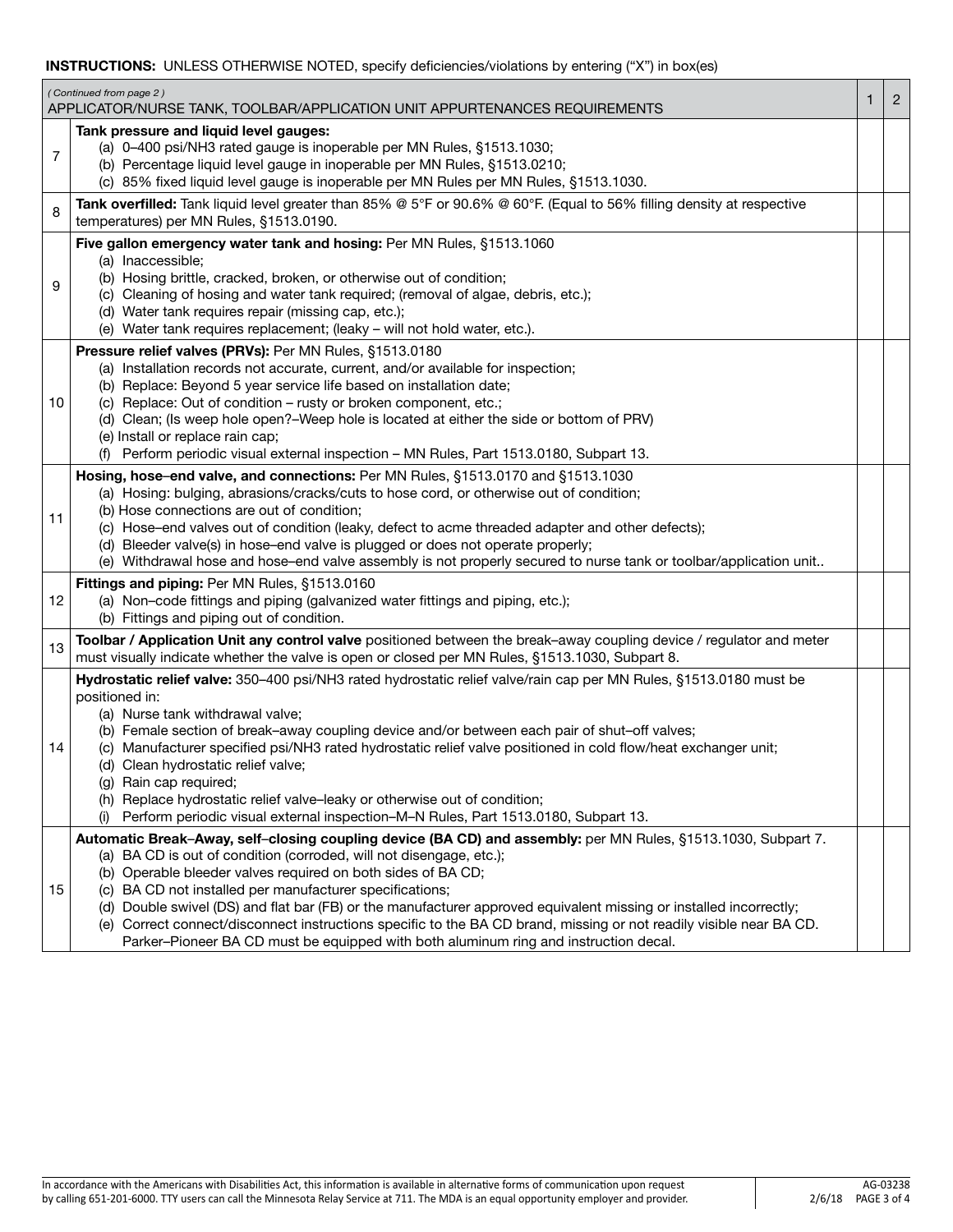**INSTRUCTIONS:** UNLESS OTHERWISE NOTED, specify deficiencies/violations by entering ("X") in box(es)

| | *( Continued from page 2 )* APPLICATOR/NURSE TANK, TOOLBAR/APPLICATION UNIT APPURTENANCES REQUIREMENTS | 1 | 2 |
|---|---|---|---|
| 7 | **Tank pressure and liquid level gauges:** <br> (a) 0–400 psi/NH3 rated gauge is inoperable per MN Rules, §1513.1030; <br> (b) Percentage liquid level gauge in inoperable per MN Rules, §1513.0210; <br> (c) 85% fixed liquid level gauge is inoperable per MN Rules per MN Rules, §1513.1030. | | |
| 8 | **Tank overfilled:** Tank liquid level greater than 85% @ 5°F or 90.6% @ 60°F. (Equal to 56% filling density at respective temperatures) per MN Rules, §1513.0190. | | |
| 9 | **Five gallon emergency water tank and hosing:** Per MN Rules, §1513.1060 <br> (a) Inaccessible; <br> (b) Hosing brittle, cracked, broken, or otherwise out of condition; <br> (c) Cleaning of hosing and water tank required; (removal of algae, debris, etc.); <br> (d) Water tank requires repair (missing cap, etc.); <br> (e) Water tank requires replacement; (leaky – will not hold water, etc.). | | |
| 10 | **Pressure relief valves (PRVs):** Per MN Rules, §1513.0180 <br> (a) Installation records not accurate, current, and/or available for inspection; <br> (b) Replace: Beyond 5 year service life based on installation date; <br> (c) Replace: Out of condition – rusty or broken component, etc.; <br> (d) Clean; (Is weep hole open?–Weep hole is located at either the side or bottom of PRV) <br> (e) Install or replace rain cap; <br> (f) Perform periodic visual external inspection – MN Rules, Part 1513.0180, Subpart 13. | | |
| 11 | **Hosing, hose–end valve, and connections:** Per MN Rules, §1513.0170 and §1513.1030 <br> (a) Hosing: bulging, abrasions/cracks/cuts to hose cord, or otherwise out of condition; <br> (b) Hose connections are out of condition; <br> (c) Hose–end valves out of condition (leaky, defect to acme threaded adapter and other defects); <br> (d) Bleeder valve(s) in hose–end valve is plugged or does not operate properly; <br> (e) Withdrawal hose and hose–end valve assembly is not properly secured to nurse tank or toolbar/application unit.. | | |
| 12 | **Fittings and piping:** Per MN Rules, §1513.0160 <br> (a) Non–code fittings and piping (galvanized water fittings and piping, etc.); <br> (b) Fittings and piping out of condition. | | |
| 13 | **Toolbar / Application Unit any control valve** positioned between the break–away coupling device / regulator and meter must visually indicate whether the valve is open or closed per MN Rules, §1513.1030, Subpart 8. | | |
| 14 | **Hydrostatic relief valve:** 350–400 psi/NH3 rated hydrostatic relief valve/rain cap per MN Rules, §1513.0180 must be positioned in: <br> (a) Nurse tank withdrawal valve; <br> (b) Female section of break–away coupling device and/or between each pair of shut–off valves; <br> (c) Manufacturer specified psi/NH3 rated hydrostatic relief valve positioned in cold flow/heat exchanger unit; <br> (d) Clean hydrostatic relief valve; <br> (g) Rain cap required; <br> (h) Replace hydrostatic relief valve–leaky or otherwise out of condition; <br> (i) Perform periodic visual external inspection–M–N Rules, Part 1513.0180, Subpart 13. | | |
| 15 | **Automatic Break–Away, self–closing coupling device (BA CD) and assembly:** per MN Rules, §1513.1030, Subpart 7. <br> (a) BA CD is out of condition (corroded, will not disengage, etc.); <br> (b) Operable bleeder valves required on both sides of BA CD; <br> (c) BA CD not installed per manufacturer specifications; <br> (d) Double swivel (DS) and flat bar (FB) or the manufacturer approved equivalent missing or installed incorrectly; <br> (e) Correct connect/disconnect instructions specific to the BA CD brand, missing or not readily visible near BA CD. Parker–Pioneer BA CD must be equipped with both aluminum ring and instruction decal. | | |

In accordance with the Americans with Disabilities Act, this information is available in alternative forms of communication upon request by calling 651-201-6000. TTY users can call the Minnesota Relay Service at 711. The MDA is an equal opportunity employer and provider.

AG-03238 2/6/18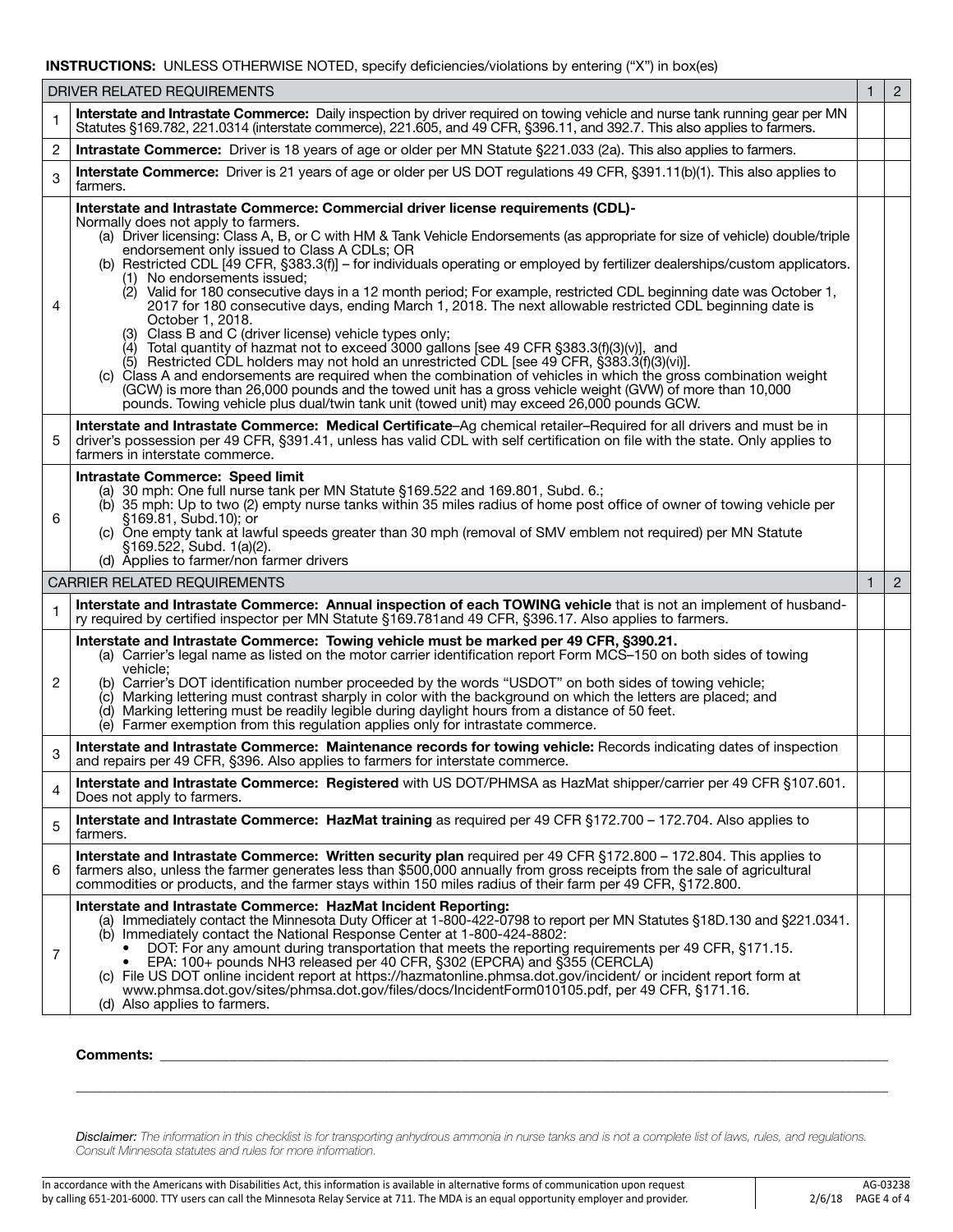**INSTRUCTIONS:** UNLESS OTHERWISE NOTED, specify deficiencies/violations by entering ("X") in box(es)

| | DRIVER RELATED REQUIREMENTS | 1 | 2 |
|---|---|---|---|
| 1 | **Interstate and Intrastate Commerce:** Daily inspection by driver required on towing vehicle and nurse tank running gear per MN Statutes §169.782, 221.0314 (interstate commerce), 221.605, and 49 CFR, §396.11, and 392.7. This also applies to farmers. | | |
| 2 | **Intrastate Commerce:** Driver is 18 years of age or older per MN Statute §221.033 (2a). This also applies to farmers. | | |
| 3 | **Interstate Commerce:** Driver is 21 years of age or older per US DOT regulations 49 CFR, §391.11(b)(1). This also applies to farmers. | | |
| 4 | **Interstate and Intrastate Commerce: Commercial driver license requirements (CDL)-** Normally does not apply to farmers. (a) Driver licensing: Class A, B, or C with HM & Tank Vehicle Endorsements (as appropriate for size of vehicle) double/triple endorsement only issued to Class A CDLs; OR (b) Restricted CDL [49 CFR, §383.3(f)] – for individuals operating or employed by fertilizer dealerships/custom applicators. (1) No endorsements issued; (2) Valid for 180 consecutive days in a 12 month period; For example, restricted CDL beginning date was October 1, 2017 for 180 consecutive days, ending March 1, 2018. The next allowable restricted CDL beginning date is October 1, 2018. (3) Class B and C (driver license) vehicle types only; (4) Total quantity of hazmat not to exceed 3000 gallons [see 49 CFR §383.3(f)(3)(v)], and (5) Restricted CDL holders may not hold an unrestricted CDL [see 49 CFR, §383.3(f)(3)(vi)]. (c) Class A and endorsements are required when the combination of vehicles in which the gross combination weight (GCW) is more than 26,000 pounds and the towed unit has a gross vehicle weight (GVW) of more than 10,000 pounds. Towing vehicle plus dual/twin tank unit (towed unit) may exceed 26,000 pounds GCW. | | |
| 5 | **Interstate and Intrastate Commerce: Medical Certificate**–Ag chemical retailer–Required for all drivers and must be in driver's possession per 49 CFR, §391.41, unless has valid CDL with self certification on file with the state. Only applies to farmers in interstate commerce. | | |
| 6 | **Intrastate Commerce: Speed limit** (a) 30 mph: One full nurse tank per MN Statute §169.522 and 169.801, Subd. 6.; (b) 35 mph: Up to two (2) empty nurse tanks within 35 miles radius of home post office of owner of towing vehicle per §169.81, Subd.10); or (c) One empty tank at lawful speeds greater than 30 mph (removal of SMV emblem not required) per MN Statute §169.522, Subd. 1(a)(2). (d) Applies to farmer/non farmer drivers | | |
| | CARRIER RELATED REQUIREMENTS | 1 | 2 |
| 1 | **Interstate and Intrastate Commerce: Annual inspection of each TOWING vehicle** that is not an implement of husbandry required by certified inspector per MN Statute §169.781and 49 CFR, §396.17. Also applies to farmers. | | |
| 2 | **Interstate and Intrastate Commerce: Towing vehicle must be marked per 49 CFR, §390.21.** (a) Carrier's legal name as listed on the motor carrier identification report Form MCS–150 on both sides of towing vehicle; (b) Carrier's DOT identification number proceeded by the words "USDOT" on both sides of towing vehicle; (c) Marking lettering must contrast sharply in color with the background on which the letters are placed; and (d) Marking lettering must be readily legible during daylight hours from a distance of 50 feet. (e) Farmer exemption from this regulation applies only for intrastate commerce. | | |
| 3 | **Interstate and Intrastate Commerce: Maintenance records for towing vehicle:** Records indicating dates of inspection and repairs per 49 CFR, §396. Also applies to farmers for interstate commerce. | | |
| 4 | **Interstate and Intrastate Commerce: Registered** with US DOT/PHMSA as HazMat shipper/carrier per 49 CFR §107.601. Does not apply to farmers. | | |
| 5 | **Interstate and Intrastate Commerce: HazMat training** as required per 49 CFR §172.700 – 172.704. Also applies to farmers. | | |
| 6 | **Interstate and Intrastate Commerce: Written security plan** required per 49 CFR §172.800 – 172.804. This applies to farmers also, unless the farmer generates less than $500,000 annually from gross receipts from the sale of agricultural commodities or products, and the farmer stays within 150 miles radius of their farm per 49 CFR, §172.800. | | |
| 7 | **Interstate and Intrastate Commerce: HazMat Incident Reporting:** (a) Immediately contact the Minnesota Duty Officer at 1-800-422-0798 to report per MN Statutes §18D.130 and §221.0341. (b) Immediately contact the National Response Center at 1-800-424-8802: • DOT: For any amount during transportation that meets the reporting requirements per 49 CFR, §171.15. • EPA: 100+ pounds NH3 released per 40 CFR, §302 (EPCRA) and §355 (CERCLA) (c) File US DOT online incident report at https://hazmatonline.phmsa.dot.gov/incident/ or incident report form at www.phmsa.dot.gov/sites/phmsa.dot.gov/files/docs/IncidentForm010105.pdf, per 49 CFR, §171.16. (d) Also applies to farmers. | | |

**Comments:** ____________________________________________

____________________________________________

*Disclaimer: The information in this checklist is for transporting anhydrous ammonia in nurse tanks and is not a complete list of laws, rules, and regulations. Consult Minnesota statutes and rules for more information.*

In accordance with the Americans with Disabilities Act, this information is available in alternative forms of communication upon request by calling 651-201-6000. TTY users can call the Minnesota Relay Service at 711. The MDA is an equal opportunity employer and provider.

AG-03238
2/6/18